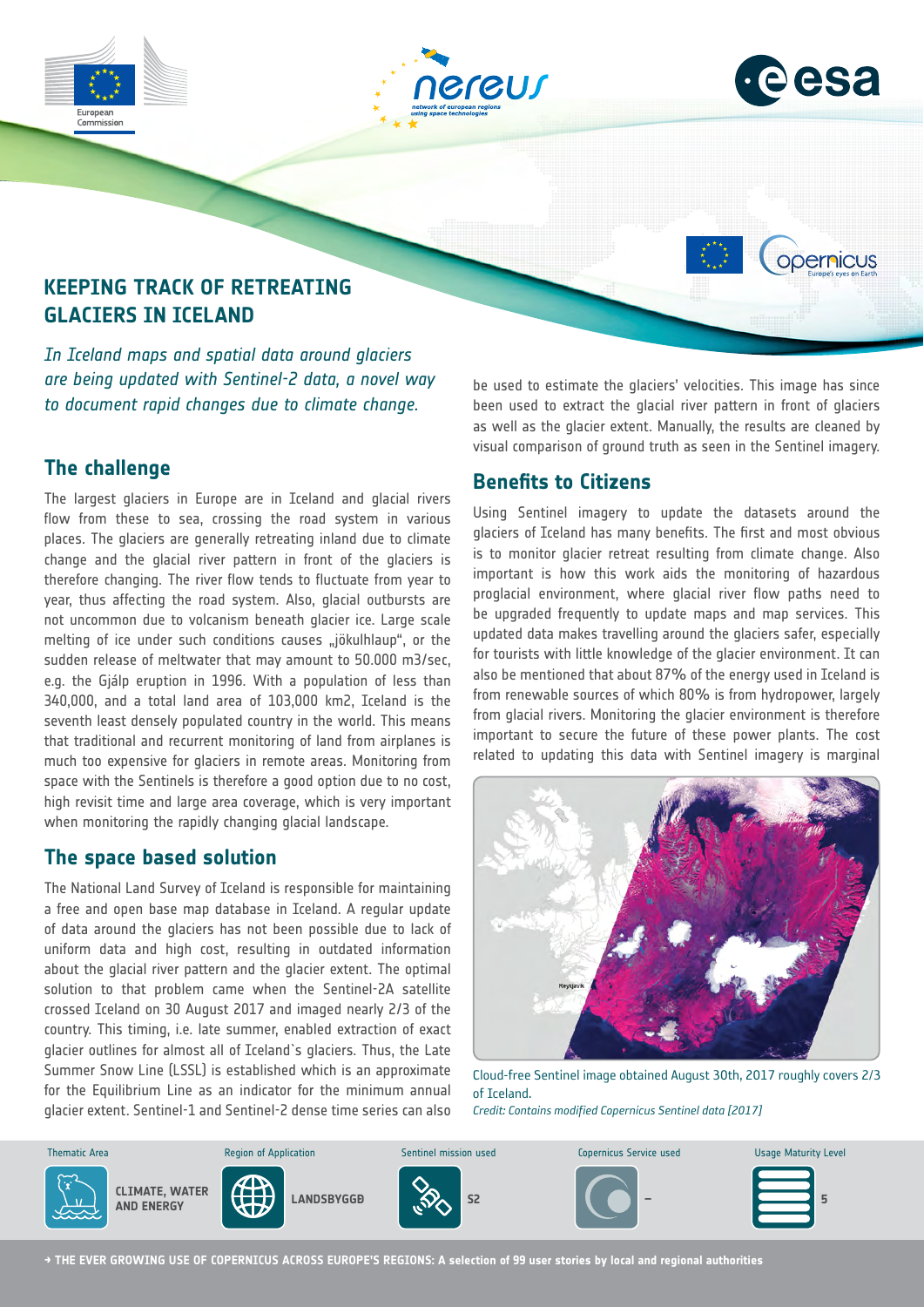# KEEPING TRACK OF RETREATING GLACIERS IN ICELAND

*In Iceland maps and spatial data around glaciers are being updated with Sentinel-2 data, a novel way to document rapid changes due to climate change.*

## The challenge

The largest glaciers in Europe are in Iceland and glacial rivers flow from these to sea, crossing the road system in various places. The glaciers are generally retreating inland due to climate change and the glacial river pattern in front of the glaciers is therefore changing. The river flow tends to fluctuate from year to year, thus affecting the road system. Also, glacial outbursts are not uncommon due to volcanism beneath glacier ice. Large scale melting of ice under such conditions causes „jökulhlaup", or the sudden release of meltwater that may amount to 50.000 m3/sec, e.g. the Gjálp eruption in 1996. With a population of less than 340,000, and a total land area of 103,000 km2, Iceland is the seventh least densely populated country in the world. This means that traditional and recurrent monitoring of land from airplanes is much too expensive for glaciers in remote areas. Monitoring from space with the Sentinels is therefore a good option due to no cost, high revisit time and large area coverage, which is very important when monitoring the rapidly changing glacial landscape.

## The space based solution

The National Land Survey of Iceland is responsible for maintaining a free and open base map database in Iceland. A regular update of data around the glaciers has not been possible due to lack of uniform data and high cost, resulting in outdated information about the glacial river pattern and the glacier extent. The optimal solution to that problem came when the Sentinel-2A satellite crossed Iceland on 30 August 2017 and imaged nearly 2/3 of the country. This timing, i.e. late summer, enabled extraction of exact glacier outlines for almost all of Iceland`s glaciers. Thus, the Late Summer Snow Line (LSSL) is established which is an approximate for the Equilibrium Line as an indicator for the minimum annual glacier extent. Sentinel-1 and Sentinel-2 dense time series can also be used to estimate the glaciers' velocities. This image has since been used to extract the glacial river pattern in front of glaciers as well as the glacier extent. Manually, the results are cleaned by visual comparison of ground truth as seen in the Sentinel imagery.

## Benefits to Citizens

Using Sentinel imagery to update the datasets around the glaciers of Iceland has many benefits. The first and most obvious is to monitor glacier retreat resulting from climate change. Also important is how this work aids the monitoring of hazardous proglacial environment, where glacial river flow paths need to be upgraded frequently to update maps and map services. This updated data makes travelling around the glaciers safer, especially for tourists with little knowledge of the glacier environment. It can also be mentioned that about 87% of the energy used in Iceland is from renewable sources of which 80% is from hydropower, largely from glacial rivers. Monitoring the glacier environment is therefore important to secure the future of these power plants. The cost related to updating this data with Sentinel imagery is marginal

Cloud-free Sentinel image obtained August 30th, 2017 roughly covers 2/3 of Iceland.
*Credit: Contains modified Copernicus Sentinel data [2017]*

| Thematic Area | Region of Application | Sentinel mission used | Copernicus Service used | Usage Maturity Level |
|---|---|---|---|---|
| CLIMATE, WATER AND ENERGY | LANDSBYGGÐ | S2 | – | 5 |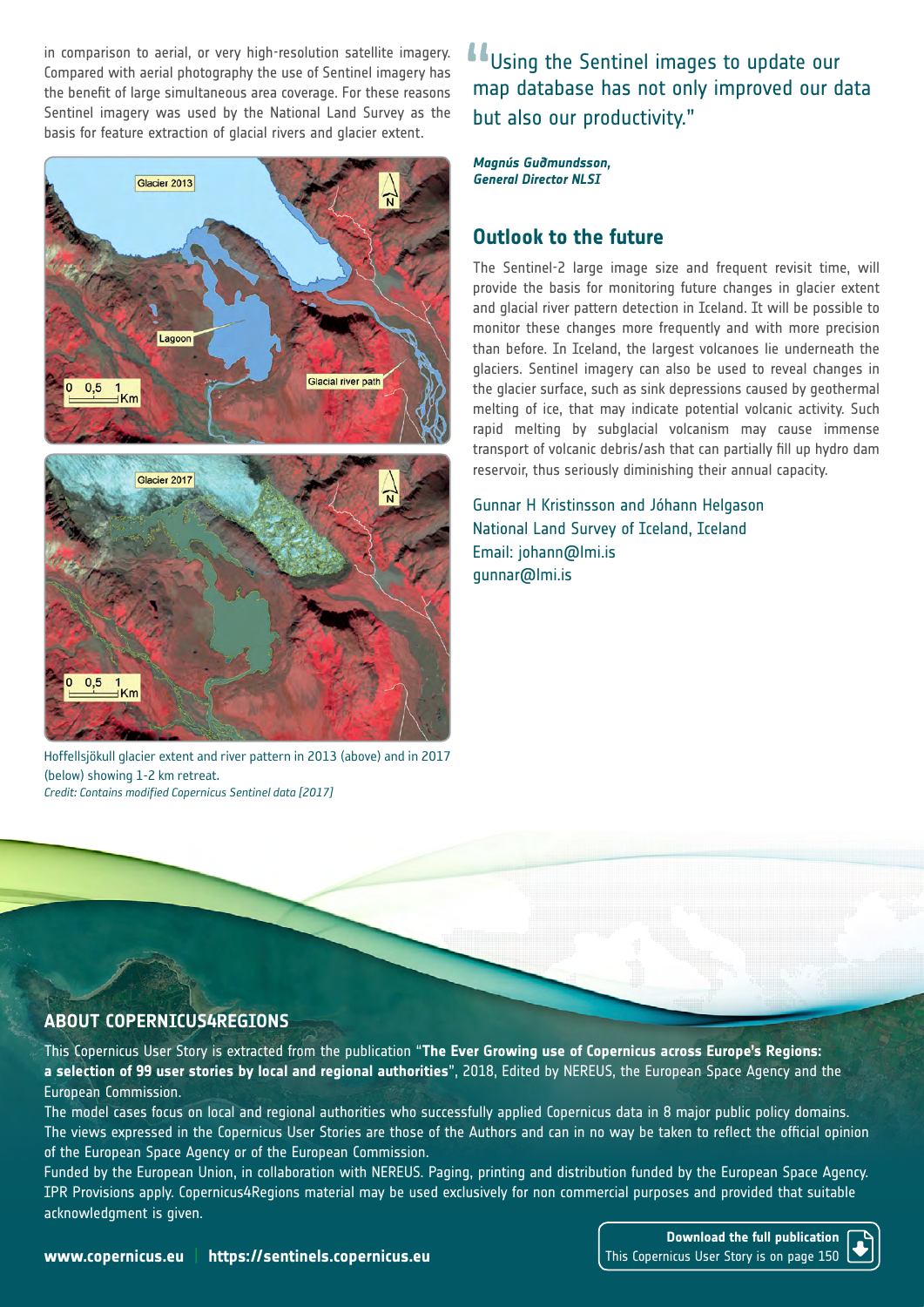in comparison to aerial, or very high-resolution satellite imagery. Compared with aerial photography the use of Sentinel imagery has the benefit of large simultaneous area coverage. For these reasons Sentinel imagery was used by the National Land Survey as the basis for feature extraction of glacial rivers and glacier extent.

Glacier 2013

Lagoon

Glacial river path

0 0,5 1 Km

Glacier 2017

0 0,5 1 Km

Hoffellsjökull glacier extent and river pattern in 2013 (above) and in 2017 (below) showing 1-2 km retreat.
*Credit: Contains modified Copernicus Sentinel data [2017]*

> "Using the Sentinel images to update our map database has not only improved our data but also our productivity."

***Magnús Guðmundsson, General Director NLSI***

## Outlook to the future

The Sentinel-2 large image size and frequent revisit time, will provide the basis for monitoring future changes in glacier extent and glacial river pattern detection in Iceland. It will be possible to monitor these changes more frequently and with more precision than before. In Iceland, the largest volcanoes lie underneath the glaciers. Sentinel imagery can also be used to reveal changes in the glacier surface, such as sink depressions caused by geothermal melting of ice, that may indicate potential volcanic activity. Such rapid melting by subglacial volcanism may cause immense transport of volcanic debris/ash that can partially fill up hydro dam reservoir, thus seriously diminishing their annual capacity.

Gunnar H Kristinsson and Jóhann Helgason
National Land Survey of Iceland, Iceland
Email: johann@lmi.is
gunnar@lmi.is

## ABOUT COPERNICUS4REGIONS

This Copernicus User Story is extracted from the publication "**The Ever Growing use of Copernicus across Europe's Regions: a selection of 99 user stories by local and regional authorities**", 2018, Edited by NEREUS, the European Space Agency and the European Commission.

The model cases focus on local and regional authorities who successfully applied Copernicus data in 8 major public policy domains. The views expressed in the Copernicus User Stories are those of the Authors and can in no way be taken to reflect the official opinion of the European Space Agency or of the European Commission.

Funded by the European Union, in collaboration with NEREUS. Paging, printing and distribution funded by the European Space Agency. IPR Provisions apply. Copernicus4Regions material may be used exclusively for non commercial purposes and provided that suitable acknowledgment is given.

**www.copernicus.eu** | **https://sentinels.copernicus.eu**

**Download the full publication**
This Copernicus User Story is on page 150